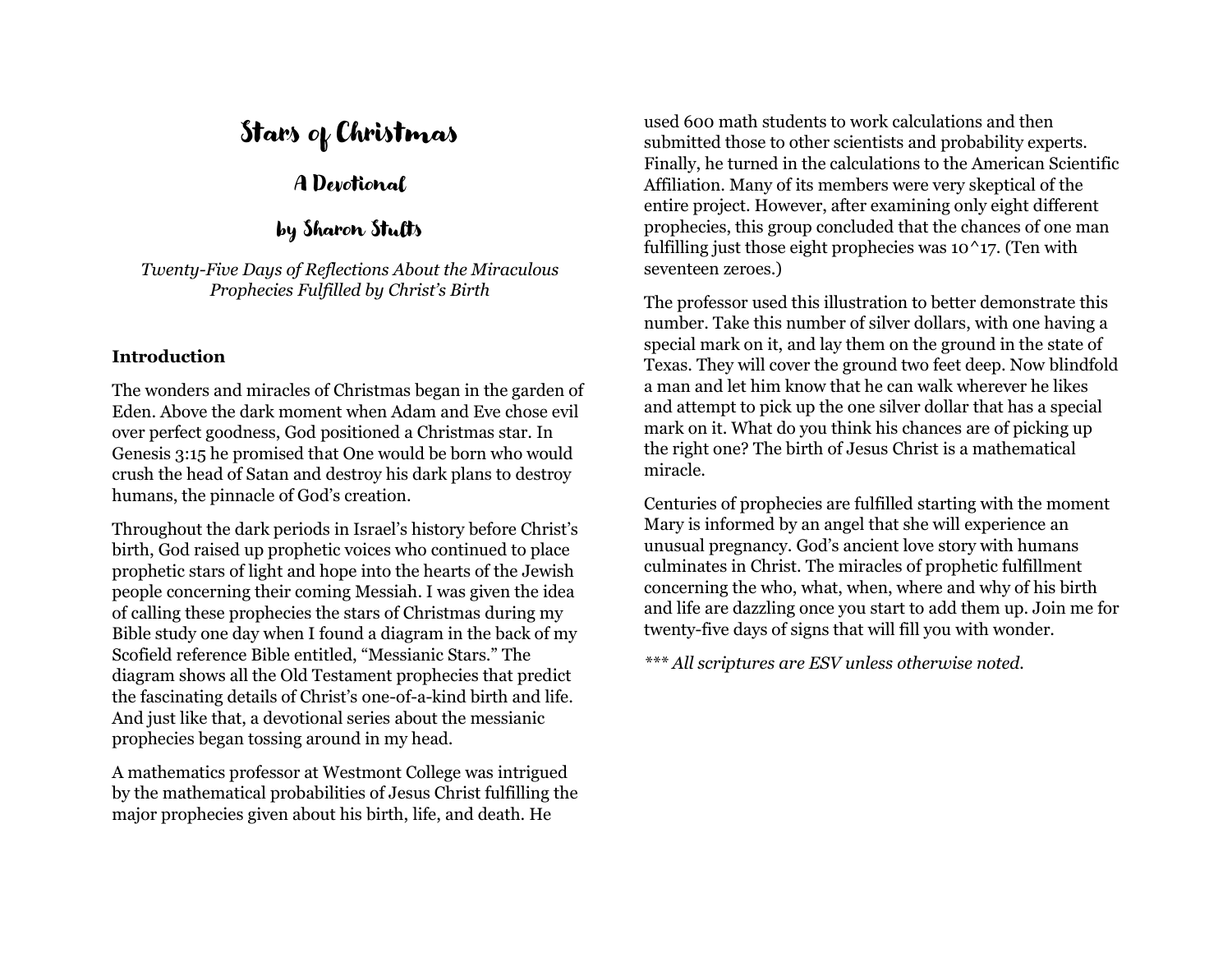# Stars of Christmas

## A Devotional

## by Sharon Stults

*Twenty-Five Days of Reflections About the Miraculous Prophecies Fulfilled by Christ's Birth*

**Introduction**

The wonders and miracles of Christmas began in the garden of Eden. Above the dark moment when Adam and Eve chose evil over perfect goodness, God positioned a Christmas star. In Genesis 3:15 he promised that One would be born who would crush the head of Satan and destroy his dark plans to destroy humans, the pinnacle of God's creation.

Throughout the dark periods in Israel's history before Christ's birth, God raised up prophetic voices who continued to place prophetic stars of light and hope into the hearts of the Jewish people concerning their coming Messiah. I was given the idea of calling these prophecies the stars of Christmas during my Bible study one day when I found a diagram in the back of my Scofield reference Bible entitled, "Messianic Stars." The diagram shows all the Old Testament prophecies that predict the fascinating details of Christ's one-of-a-kind birth and life. And just like that, a devotional series about the messianic prophecies began tossing around in my head.

A mathematics professor at Westmont College was intrigued by the mathematical probabilities of Jesus Christ fulfilling the major prophecies given about his birth, life, and death. He used 600 math students to work calculations and then submitted those to other scientists and probability experts. Finally, he turned in the calculations to the American Scientific Affiliation. Many of its members were very skeptical of the entire project. However, after examining only eight different prophecies, this group concluded that the chances of one man fulfilling just those eight prophecies was 10^17. (Ten with seventeen zeroes.)

The professor used this illustration to better demonstrate this number. Take this number of silver dollars, with one having a special mark on it, and lay them on the ground in the state of Texas. They will cover the ground two feet deep. Now blindfold a man and let him know that he can walk wherever he likes and attempt to pick up the one silver dollar that has a special mark on it. What do you think his chances are of picking up the right one? The birth of Jesus Christ is a mathematical miracle.

Centuries of prophecies are fulfilled starting with the moment Mary is informed by an angel that she will experience an unusual pregnancy. God's ancient love story with humans culminates in Christ. The miracles of prophetic fulfillment concerning the who, what, when, where and why of his birth and life are dazzling once you start to add them up. Join me for twenty-five days of signs that will fill you with wonder.

*\*\*\* All scriptures are ESV unless otherwise noted.*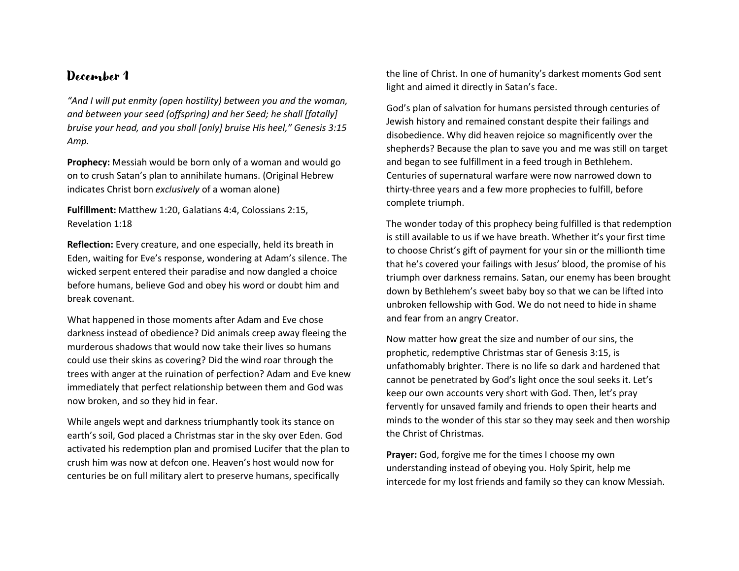## December 1

*"And I will put enmity (open hostility) between you and the woman, and between your seed (offspring) and her Seed; he shall [fatally] bruise your head, and you shall [only] bruise His heel," Genesis 3:15 Amp.*

**Prophecy:** Messiah would be born only of a woman and would go on to crush Satan's plan to annihilate humans. (Original Hebrew indicates Christ born *exclusively* of a woman alone)

**Fulfillment:** Matthew 1:20, Galatians 4:4, Colossians 2:15, Revelation 1:18

**Reflection:** Every creature, and one especially, held its breath in Eden, waiting for Eve's response, wondering at Adam's silence. The wicked serpent entered their paradise and now dangled a choice before humans, believe God and obey his word or doubt him and break covenant.

What happened in those moments after Adam and Eve chose darkness instead of obedience? Did animals creep away fleeing the murderous shadows that would now take their lives so humans could use their skins as covering? Did the wind roar through the trees with anger at the ruination of perfection? Adam and Eve knew immediately that perfect relationship between them and God was now broken, and so they hid in fear.

While angels wept and darkness triumphantly took its stance on earth's soil, God placed a Christmas star in the sky over Eden. God activated his redemption plan and promised Lucifer that the plan to crush him was now at defcon one. Heaven's host would now for centuries be on full military alert to preserve humans, specifically the line of Christ. In one of humanity's darkest moments God sent light and aimed it directly in Satan's face.

God's plan of salvation for humans persisted through centuries of Jewish history and remained constant despite their failings and disobedience. Why did heaven rejoice so magnificently over the shepherds? Because the plan to save you and me was still on target and began to see fulfillment in a feed trough in Bethlehem. Centuries of supernatural warfare were now narrowed down to thirty-three years and a few more prophecies to fulfill, before complete triumph.

The wonder today of this prophecy being fulfilled is that redemption is still available to us if we have breath. Whether it's your first time to choose Christ's gift of payment for your sin or the millionth time that he's covered your failings with Jesus' blood, the promise of his triumph over darkness remains. Satan, our enemy has been brought down by Bethlehem's sweet baby boy so that we can be lifted into unbroken fellowship with God. We do not need to hide in shame and fear from an angry Creator.

Now matter how great the size and number of our sins, the prophetic, redemptive Christmas star of Genesis 3:15, is unfathomably brighter. There is no life so dark and hardened that cannot be penetrated by God's light once the soul seeks it. Let's keep our own accounts very short with God. Then, let's pray fervently for unsaved family and friends to open their hearts and minds to the wonder of this star so they may seek and then worship the Christ of Christmas.

**Prayer:** God, forgive me for the times I choose my own understanding instead of obeying you. Holy Spirit, help me intercede for my lost friends and family so they can know Messiah.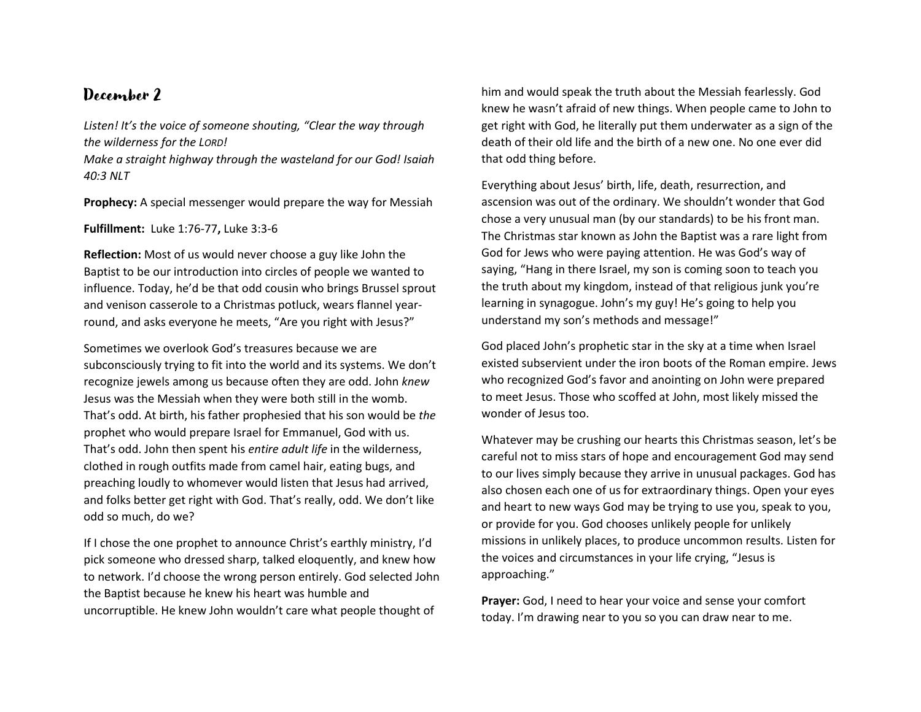## December 2

*Listen! It's the voice of someone shouting, "Clear the way through the wilderness for the LORD!*
*Make a straight highway through the wasteland for our God! Isaiah 40:3 NLT*

**Prophecy:** A special messenger would prepare the way for Messiah

**Fulfillment:** Luke 1:76-77**,** Luke 3:3-6

**Reflection:** Most of us would never choose a guy like John the Baptist to be our introduction into circles of people we wanted to influence. Today, he'd be that odd cousin who brings Brussel sprout and venison casserole to a Christmas potluck, wears flannel year-round, and asks everyone he meets, "Are you right with Jesus?"

Sometimes we overlook God's treasures because we are subconsciously trying to fit into the world and its systems. We don't recognize jewels among us because often they are odd. John *knew* Jesus was the Messiah when they were both still in the womb. That's odd. At birth, his father prophesied that his son would be *the* prophet who would prepare Israel for Emmanuel, God with us. That's odd. John then spent his *entire adult life* in the wilderness, clothed in rough outfits made from camel hair, eating bugs, and preaching loudly to whomever would listen that Jesus had arrived, and folks better get right with God. That's really, odd. We don't like odd so much, do we?

If I chose the one prophet to announce Christ's earthly ministry, I'd pick someone who dressed sharp, talked eloquently, and knew how to network. I'd choose the wrong person entirely. God selected John the Baptist because he knew his heart was humble and uncorruptible. He knew John wouldn't care what people thought of him and would speak the truth about the Messiah fearlessly. God knew he wasn't afraid of new things. When people came to John to get right with God, he literally put them underwater as a sign of the death of their old life and the birth of a new one. No one ever did that odd thing before.

Everything about Jesus' birth, life, death, resurrection, and ascension was out of the ordinary. We shouldn't wonder that God chose a very unusual man (by our standards) to be his front man. The Christmas star known as John the Baptist was a rare light from God for Jews who were paying attention. He was God's way of saying, "Hang in there Israel, my son is coming soon to teach you the truth about my kingdom, instead of that religious junk you're learning in synagogue. John's my guy! He's going to help you understand my son's methods and message!"

God placed John's prophetic star in the sky at a time when Israel existed subservient under the iron boots of the Roman empire. Jews who recognized God's favor and anointing on John were prepared to meet Jesus. Those who scoffed at John, most likely missed the wonder of Jesus too.

Whatever may be crushing our hearts this Christmas season, let's be careful not to miss stars of hope and encouragement God may send to our lives simply because they arrive in unusual packages. God has also chosen each one of us for extraordinary things. Open your eyes and heart to new ways God may be trying to use you, speak to you, or provide for you. God chooses unlikely people for unlikely missions in unlikely places, to produce uncommon results. Listen for the voices and circumstances in your life crying, "Jesus is approaching."

**Prayer:** God, I need to hear your voice and sense your comfort today. I'm drawing near to you so you can draw near to me.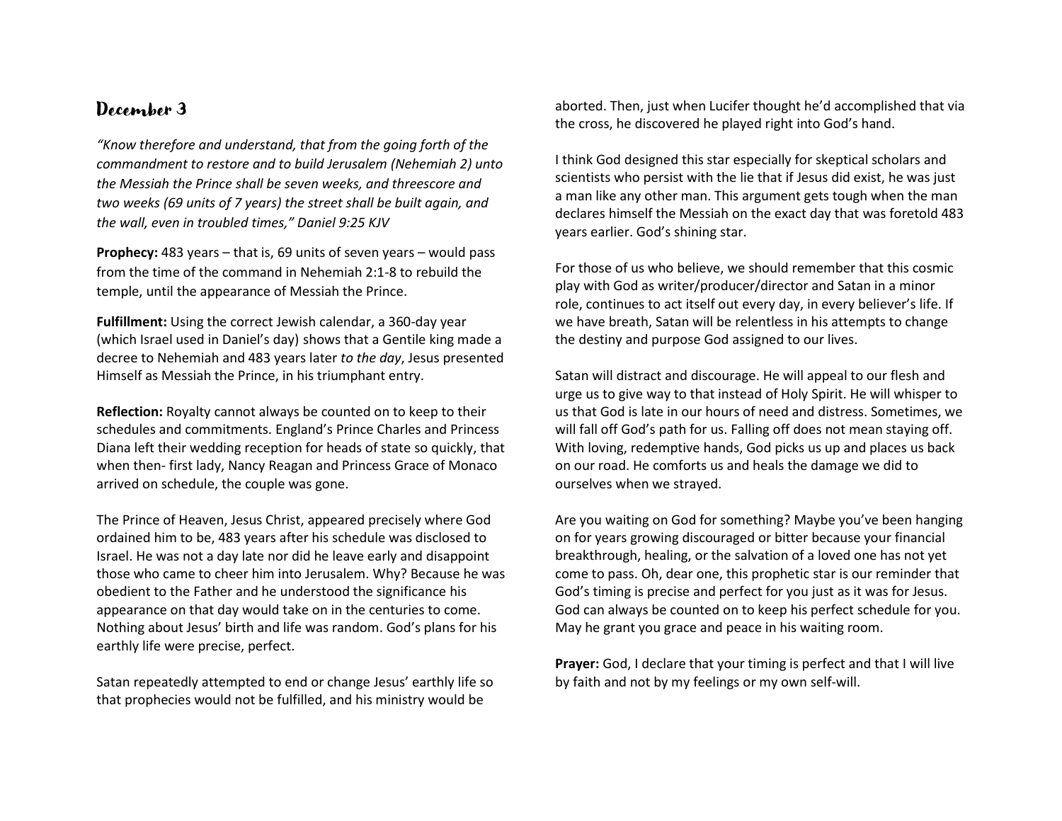## December 3

*"Know therefore and understand, that from the going forth of the commandment to restore and to build Jerusalem (Nehemiah 2) unto the Messiah the Prince shall be seven weeks, and threescore and two weeks (69 units of 7 years) the street shall be built again, and the wall, even in troubled times," Daniel 9:25 KJV*

**Prophecy:** 483 years – that is, 69 units of seven years – would pass from the time of the command in Nehemiah 2:1-8 to rebuild the temple, until the appearance of Messiah the Prince.

**Fulfillment:** Using the correct Jewish calendar, a 360-day year (which Israel used in Daniel's day) shows that a Gentile king made a decree to Nehemiah and 483 years later *to the day*, Jesus presented Himself as Messiah the Prince, in his triumphant entry.

**Reflection:** Royalty cannot always be counted on to keep to their schedules and commitments. England's Prince Charles and Princess Diana left their wedding reception for heads of state so quickly, that when then- first lady, Nancy Reagan and Princess Grace of Monaco arrived on schedule, the couple was gone.

The Prince of Heaven, Jesus Christ, appeared precisely where God ordained him to be, 483 years after his schedule was disclosed to Israel. He was not a day late nor did he leave early and disappoint those who came to cheer him into Jerusalem. Why? Because he was obedient to the Father and he understood the significance his appearance on that day would take on in the centuries to come. Nothing about Jesus' birth and life was random. God's plans for his earthly life were precise, perfect.

Satan repeatedly attempted to end or change Jesus' earthly life so that prophecies would not be fulfilled, and his ministry would be aborted. Then, just when Lucifer thought he'd accomplished that via the cross, he discovered he played right into God's hand.

I think God designed this star especially for skeptical scholars and scientists who persist with the lie that if Jesus did exist, he was just a man like any other man. This argument gets tough when the man declares himself the Messiah on the exact day that was foretold 483 years earlier. God's shining star.

For those of us who believe, we should remember that this cosmic play with God as writer/producer/director and Satan in a minor role, continues to act itself out every day, in every believer's life. If we have breath, Satan will be relentless in his attempts to change the destiny and purpose God assigned to our lives.

Satan will distract and discourage. He will appeal to our flesh and urge us to give way to that instead of Holy Spirit. He will whisper to us that God is late in our hours of need and distress. Sometimes, we will fall off God's path for us. Falling off does not mean staying off. With loving, redemptive hands, God picks us up and places us back on our road. He comforts us and heals the damage we did to ourselves when we strayed.

Are you waiting on God for something? Maybe you've been hanging on for years growing discouraged or bitter because your financial breakthrough, healing, or the salvation of a loved one has not yet come to pass. Oh, dear one, this prophetic star is our reminder that God's timing is precise and perfect for you just as it was for Jesus. God can always be counted on to keep his perfect schedule for you. May he grant you grace and peace in his waiting room.

**Prayer:** God, I declare that your timing is perfect and that I will live by faith and not by my feelings or my own self-will.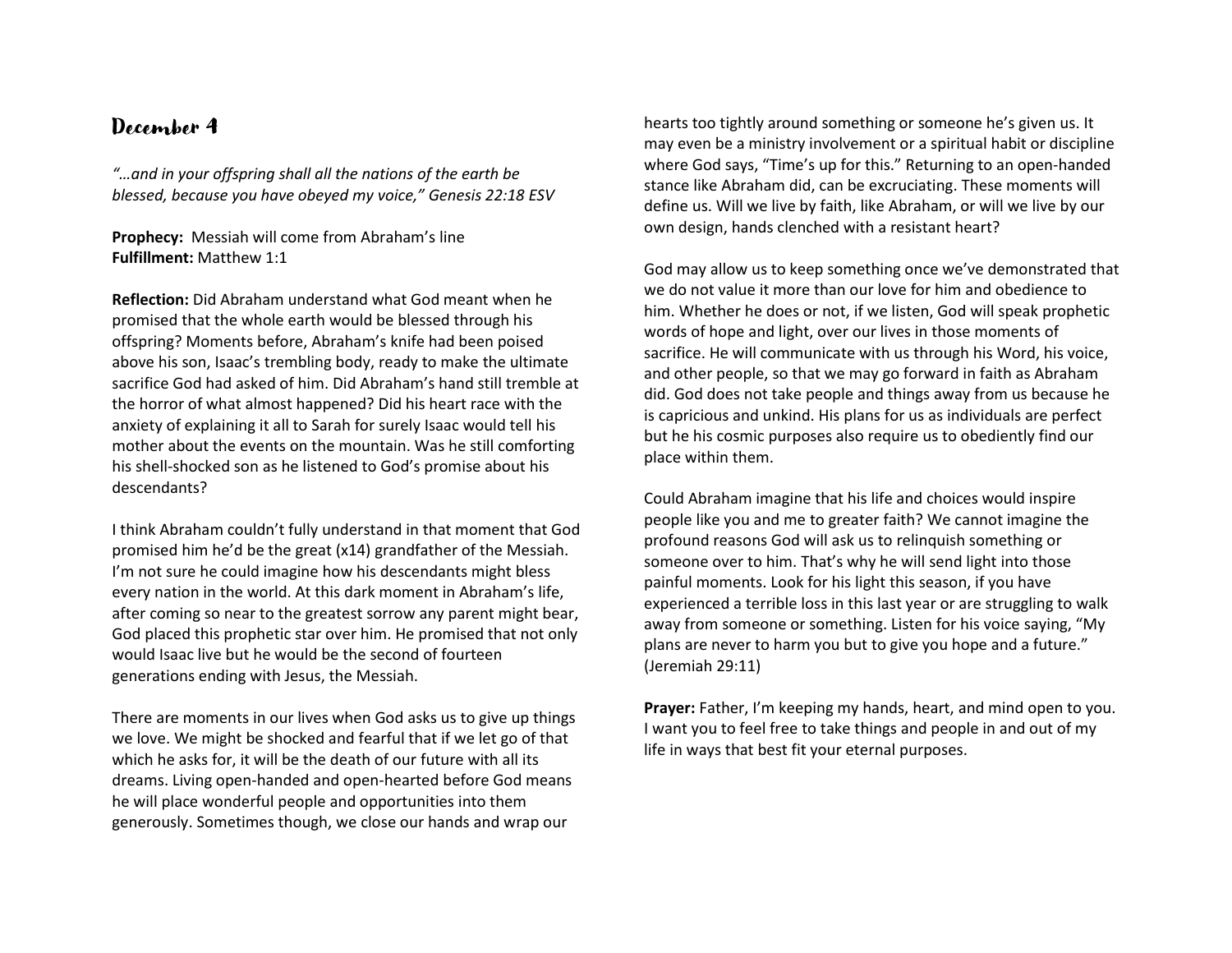## December 4

*"…and in your offspring shall all the nations of the earth be blessed, because you have obeyed my voice," Genesis 22:18 ESV*

**Prophecy:** Messiah will come from Abraham's line
**Fulfillment:** Matthew 1:1

**Reflection:** Did Abraham understand what God meant when he promised that the whole earth would be blessed through his offspring? Moments before, Abraham's knife had been poised above his son, Isaac's trembling body, ready to make the ultimate sacrifice God had asked of him. Did Abraham's hand still tremble at the horror of what almost happened? Did his heart race with the anxiety of explaining it all to Sarah for surely Isaac would tell his mother about the events on the mountain. Was he still comforting his shell-shocked son as he listened to God's promise about his descendants?

I think Abraham couldn't fully understand in that moment that God promised him he'd be the great (x14) grandfather of the Messiah. I'm not sure he could imagine how his descendants might bless every nation in the world. At this dark moment in Abraham's life, after coming so near to the greatest sorrow any parent might bear, God placed this prophetic star over him. He promised that not only would Isaac live but he would be the second of fourteen generations ending with Jesus, the Messiah.

There are moments in our lives when God asks us to give up things we love. We might be shocked and fearful that if we let go of that which he asks for, it will be the death of our future with all its dreams. Living open-handed and open-hearted before God means he will place wonderful people and opportunities into them generously. Sometimes though, we close our hands and wrap our hearts too tightly around something or someone he's given us. It may even be a ministry involvement or a spiritual habit or discipline where God says, "Time's up for this." Returning to an open-handed stance like Abraham did, can be excruciating. These moments will define us. Will we live by faith, like Abraham, or will we live by our own design, hands clenched with a resistant heart?

God may allow us to keep something once we've demonstrated that we do not value it more than our love for him and obedience to him. Whether he does or not, if we listen, God will speak prophetic words of hope and light, over our lives in those moments of sacrifice. He will communicate with us through his Word, his voice, and other people, so that we may go forward in faith as Abraham did. God does not take people and things away from us because he is capricious and unkind. His plans for us as individuals are perfect but he his cosmic purposes also require us to obediently find our place within them.

Could Abraham imagine that his life and choices would inspire people like you and me to greater faith? We cannot imagine the profound reasons God will ask us to relinquish something or someone over to him. That's why he will send light into those painful moments. Look for his light this season, if you have experienced a terrible loss in this last year or are struggling to walk away from someone or something. Listen for his voice saying, "My plans are never to harm you but to give you hope and a future." (Jeremiah 29:11)

**Prayer:** Father, I'm keeping my hands, heart, and mind open to you. I want you to feel free to take things and people in and out of my life in ways that best fit your eternal purposes.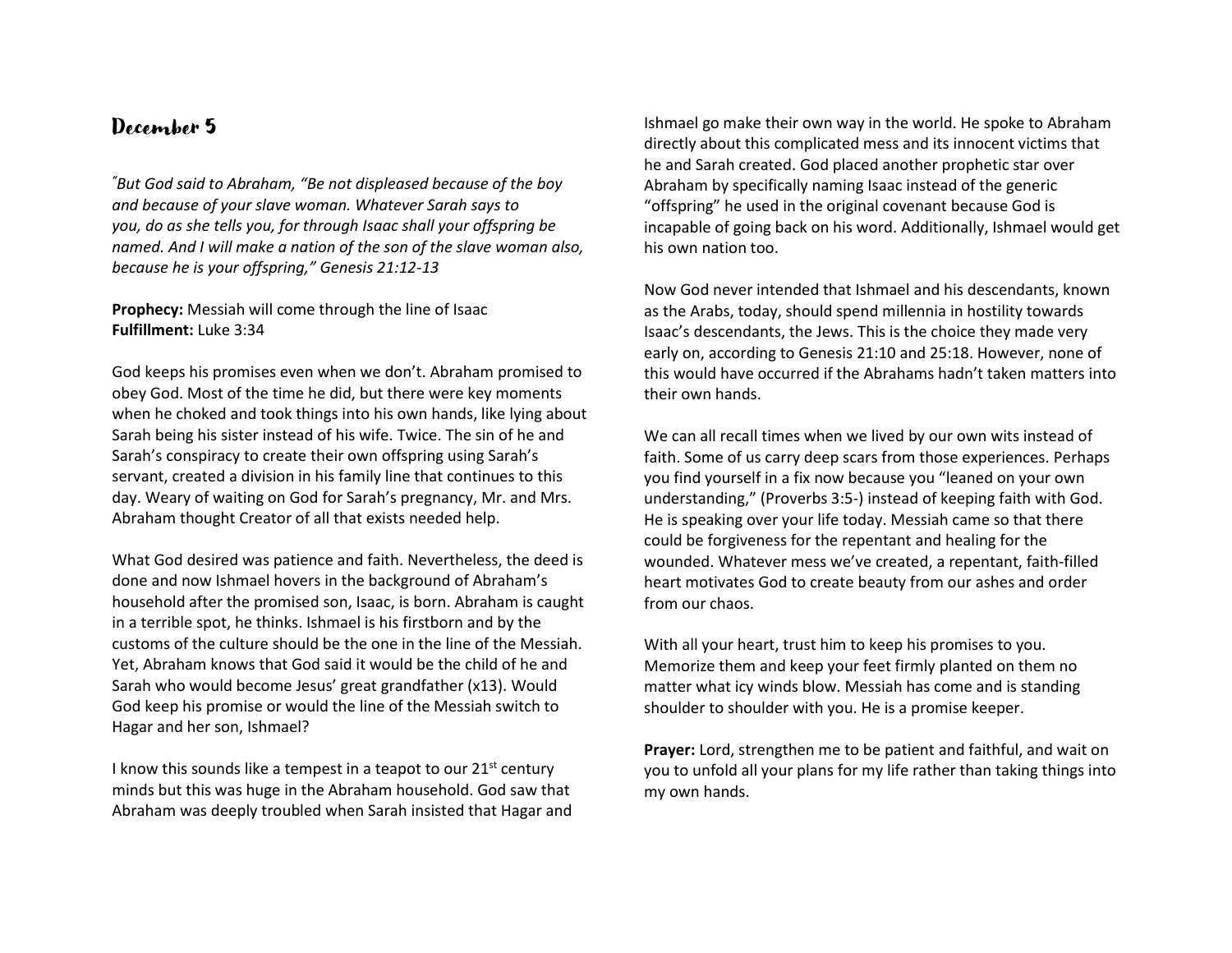# December 5

*"But God said to Abraham, "Be not displeased because of the boy and because of your slave woman. Whatever Sarah says to you, do as she tells you, for through Isaac shall your offspring be named. And I will make a nation of the son of the slave woman also, because he is your offspring," Genesis 21:12-13*

**Prophecy:** Messiah will come through the line of Isaac
**Fulfillment:** Luke 3:34

God keeps his promises even when we don't. Abraham promised to obey God. Most of the time he did, but there were key moments when he choked and took things into his own hands, like lying about Sarah being his sister instead of his wife. Twice. The sin of he and Sarah's conspiracy to create their own offspring using Sarah's servant, created a division in his family line that continues to this day. Weary of waiting on God for Sarah's pregnancy, Mr. and Mrs. Abraham thought Creator of all that exists needed help.

What God desired was patience and faith. Nevertheless, the deed is done and now Ishmael hovers in the background of Abraham's household after the promised son, Isaac, is born. Abraham is caught in a terrible spot, he thinks. Ishmael is his firstborn and by the customs of the culture should be the one in the line of the Messiah. Yet, Abraham knows that God said it would be the child of he and Sarah who would become Jesus' great grandfather (x13). Would God keep his promise or would the line of the Messiah switch to Hagar and her son, Ishmael?

I know this sounds like a tempest in a teapot to our 21st century minds but this was huge in the Abraham household. God saw that Abraham was deeply troubled when Sarah insisted that Hagar and Ishmael go make their own way in the world. He spoke to Abraham directly about this complicated mess and its innocent victims that he and Sarah created. God placed another prophetic star over Abraham by specifically naming Isaac instead of the generic "offspring" he used in the original covenant because God is incapable of going back on his word. Additionally, Ishmael would get his own nation too.

Now God never intended that Ishmael and his descendants, known as the Arabs, today, should spend millennia in hostility towards Isaac's descendants, the Jews. This is the choice they made very early on, according to Genesis 21:10 and 25:18. However, none of this would have occurred if the Abrahams hadn't taken matters into their own hands.

We can all recall times when we lived by our own wits instead of faith. Some of us carry deep scars from those experiences. Perhaps you find yourself in a fix now because you "leaned on your own understanding," (Proverbs 3:5-) instead of keeping faith with God. He is speaking over your life today. Messiah came so that there could be forgiveness for the repentant and healing for the wounded. Whatever mess we've created, a repentant, faith-filled heart motivates God to create beauty from our ashes and order from our chaos.

With all your heart, trust him to keep his promises to you. Memorize them and keep your feet firmly planted on them no matter what icy winds blow. Messiah has come and is standing shoulder to shoulder with you. He is a promise keeper.

**Prayer:** Lord, strengthen me to be patient and faithful, and wait on you to unfold all your plans for my life rather than taking things into my own hands.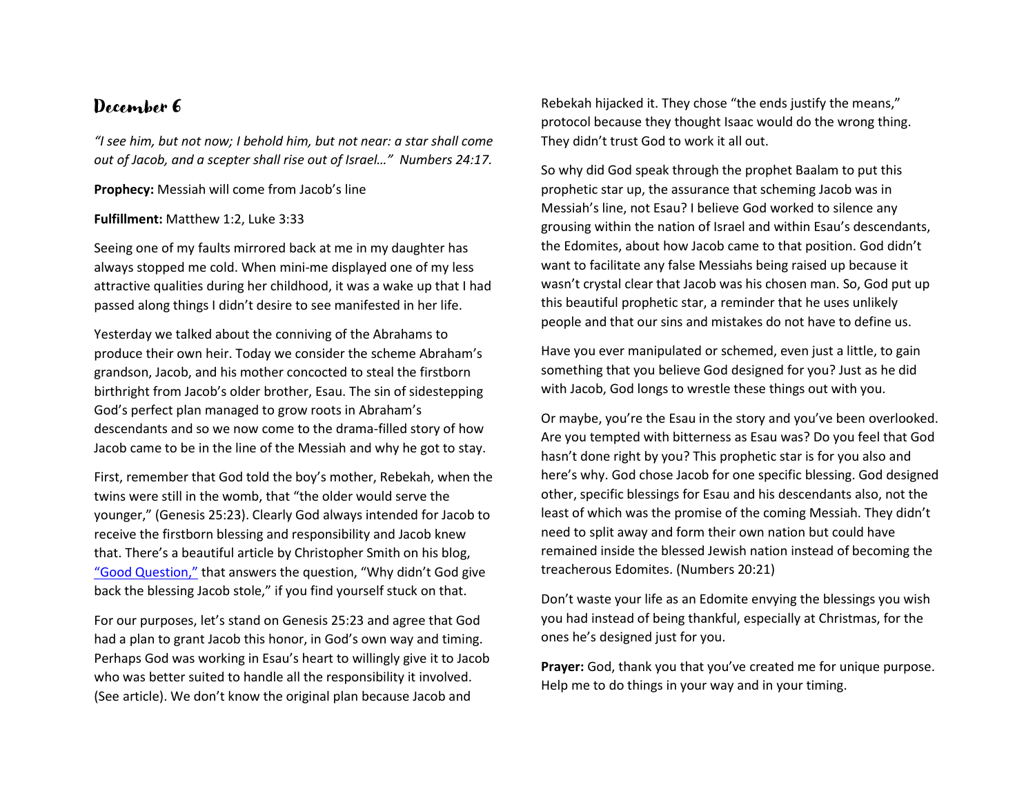# December 6

*"I see him, but not now; I behold him, but not near: a star shall come out of Jacob, and a scepter shall rise out of Israel…" Numbers 24:17.*

**Prophecy:** Messiah will come from Jacob's line

**Fulfillment:** Matthew 1:2, Luke 3:33

Seeing one of my faults mirrored back at me in my daughter has always stopped me cold. When mini-me displayed one of my less attractive qualities during her childhood, it was a wake up that I had passed along things I didn't desire to see manifested in her life.

Yesterday we talked about the conniving of the Abrahams to produce their own heir. Today we consider the scheme Abraham's grandson, Jacob, and his mother concocted to steal the firstborn birthright from Jacob's older brother, Esau. The sin of sidestepping God's perfect plan managed to grow roots in Abraham's descendants and so we now come to the drama-filled story of how Jacob came to be in the line of the Messiah and why he got to stay.

First, remember that God told the boy's mother, Rebekah, when the twins were still in the womb, that "the older would serve the younger," (Genesis 25:23). Clearly God always intended for Jacob to receive the firstborn blessing and responsibility and Jacob knew that. There's a beautiful article by Christopher Smith on his blog, "Good Question," that answers the question, "Why didn't God give back the blessing Jacob stole," if you find yourself stuck on that.

For our purposes, let's stand on Genesis 25:23 and agree that God had a plan to grant Jacob this honor, in God's own way and timing. Perhaps God was working in Esau's heart to willingly give it to Jacob who was better suited to handle all the responsibility it involved. (See article). We don't know the original plan because Jacob and Rebekah hijacked it. They chose "the ends justify the means," protocol because they thought Isaac would do the wrong thing. They didn't trust God to work it all out.

So why did God speak through the prophet Baalam to put this prophetic star up, the assurance that scheming Jacob was in Messiah's line, not Esau? I believe God worked to silence any grousing within the nation of Israel and within Esau's descendants, the Edomites, about how Jacob came to that position. God didn't want to facilitate any false Messiahs being raised up because it wasn't crystal clear that Jacob was his chosen man. So, God put up this beautiful prophetic star, a reminder that he uses unlikely people and that our sins and mistakes do not have to define us.

Have you ever manipulated or schemed, even just a little, to gain something that you believe God designed for you? Just as he did with Jacob, God longs to wrestle these things out with you.

Or maybe, you're the Esau in the story and you've been overlooked. Are you tempted with bitterness as Esau was? Do you feel that God hasn't done right by you? This prophetic star is for you also and here's why. God chose Jacob for one specific blessing. God designed other, specific blessings for Esau and his descendants also, not the least of which was the promise of the coming Messiah. They didn't need to split away and form their own nation but could have remained inside the blessed Jewish nation instead of becoming the treacherous Edomites. (Numbers 20:21)

Don't waste your life as an Edomite envying the blessings you wish you had instead of being thankful, especially at Christmas, for the ones he's designed just for you.

**Prayer:** God, thank you that you've created me for unique purpose. Help me to do things in your way and in your timing.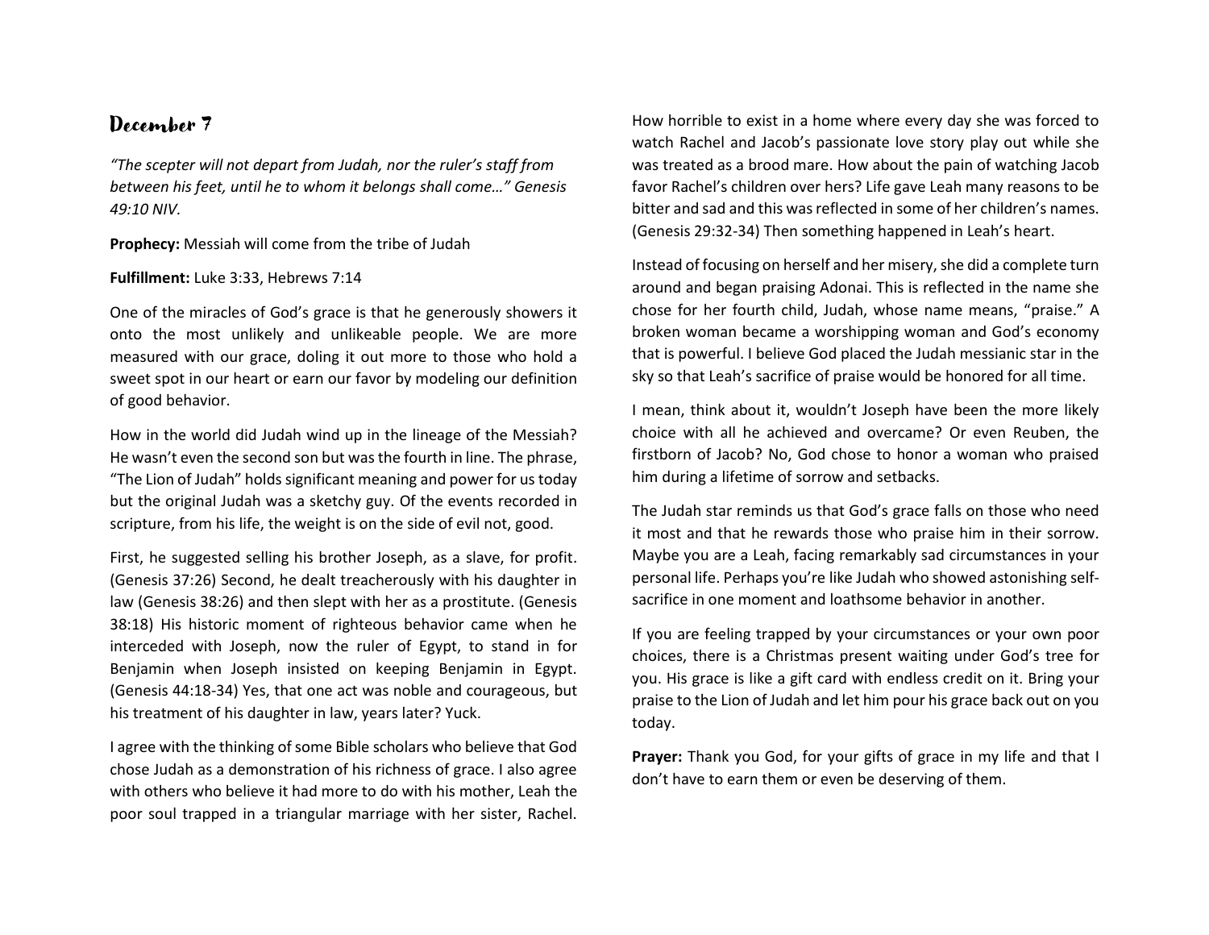## December 7

*"The scepter will not depart from Judah, nor the ruler's staff from between his feet, until he to whom it belongs shall come…" Genesis 49:10 NIV.*

**Prophecy:** Messiah will come from the tribe of Judah

**Fulfillment:** Luke 3:33, Hebrews 7:14

One of the miracles of God's grace is that he generously showers it onto the most unlikely and unlikeable people. We are more measured with our grace, doling it out more to those who hold a sweet spot in our heart or earn our favor by modeling our definition of good behavior.

How in the world did Judah wind up in the lineage of the Messiah? He wasn't even the second son but was the fourth in line. The phrase, "The Lion of Judah" holds significant meaning and power for us today but the original Judah was a sketchy guy. Of the events recorded in scripture, from his life, the weight is on the side of evil not, good.

First, he suggested selling his brother Joseph, as a slave, for profit. (Genesis 37:26) Second, he dealt treacherously with his daughter in law (Genesis 38:26) and then slept with her as a prostitute. (Genesis 38:18) His historic moment of righteous behavior came when he interceded with Joseph, now the ruler of Egypt, to stand in for Benjamin when Joseph insisted on keeping Benjamin in Egypt. (Genesis 44:18-34) Yes, that one act was noble and courageous, but his treatment of his daughter in law, years later? Yuck.

I agree with the thinking of some Bible scholars who believe that God chose Judah as a demonstration of his richness of grace. I also agree with others who believe it had more to do with his mother, Leah the poor soul trapped in a triangular marriage with her sister, Rachel. How horrible to exist in a home where every day she was forced to watch Rachel and Jacob's passionate love story play out while she was treated as a brood mare. How about the pain of watching Jacob favor Rachel's children over hers? Life gave Leah many reasons to be bitter and sad and this was reflected in some of her children's names. (Genesis 29:32-34) Then something happened in Leah's heart.

Instead of focusing on herself and her misery, she did a complete turn around and began praising Adonai. This is reflected in the name she chose for her fourth child, Judah, whose name means, "praise." A broken woman became a worshipping woman and God's economy that is powerful. I believe God placed the Judah messianic star in the sky so that Leah's sacrifice of praise would be honored for all time.

I mean, think about it, wouldn't Joseph have been the more likely choice with all he achieved and overcame? Or even Reuben, the firstborn of Jacob? No, God chose to honor a woman who praised him during a lifetime of sorrow and setbacks.

The Judah star reminds us that God's grace falls on those who need it most and that he rewards those who praise him in their sorrow. Maybe you are a Leah, facing remarkably sad circumstances in your personal life. Perhaps you're like Judah who showed astonishing self-sacrifice in one moment and loathsome behavior in another.

If you are feeling trapped by your circumstances or your own poor choices, there is a Christmas present waiting under God's tree for you. His grace is like a gift card with endless credit on it. Bring your praise to the Lion of Judah and let him pour his grace back out on you today.

**Prayer:** Thank you God, for your gifts of grace in my life and that I don't have to earn them or even be deserving of them.